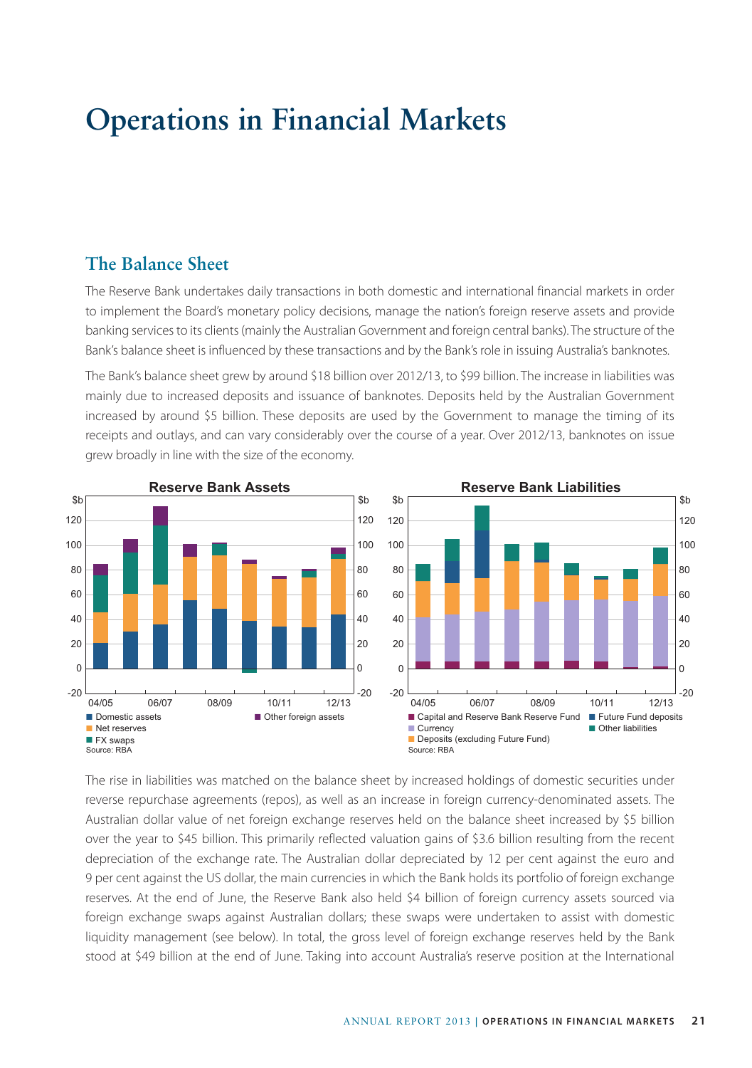# Operations in Financial Markets

## The Balance Sheet

The Reserve Bank undertakes daily transactions in both domestic and international financial markets in order to implement the Board's monetary policy decisions, manage the nation's foreign reserve assets and provide banking services to its clients (mainly the Australian Government and foreign central banks). The structure of the Bank's balance sheet is influenced by these transactions and by the Bank's role in issuing Australia's banknotes.

The Bank's balance sheet grew by around $18 billion over 2012/13, to $99 billion. The increase in liabilities was mainly due to increased deposits and issuance of banknotes. Deposits held by the Australian Government increased by around $5 billion. These deposits are used by the Government to manage the timing of its receipts and outlays, and can vary considerably over the course of a year. Over 2012/13, banknotes on issue grew broadly in line with the size of the economy.

**Reserve Bank Assets**

Legend: Domestic assets; Net reserves; FX swaps; Other foreign assets

Source: RBA

**Reserve Bank Liabilities**

Legend: Capital and Reserve Bank Reserve Fund; Currency; Deposits (excluding Future Fund); Future Fund deposits; Other liabilities

Source: RBA

The rise in liabilities was matched on the balance sheet by increased holdings of domestic securities under reverse repurchase agreements (repos), as well as an increase in foreign currency-denominated assets. The Australian dollar value of net foreign exchange reserves held on the balance sheet increased by $5 billion over the year to $45 billion. This primarily reflected valuation gains of $3.6 billion resulting from the recent depreciation of the exchange rate. The Australian dollar depreciated by 12 per cent against the euro and 9 per cent against the US dollar, the main currencies in which the Bank holds its portfolio of foreign exchange reserves. At the end of June, the Reserve Bank also held $4 billion of foreign currency assets sourced via foreign exchange swaps against Australian dollars; these swaps were undertaken to assist with domestic liquidity management (see below). In total, the gross level of foreign exchange reserves held by the Bank stood at $49 billion at the end of June. Taking into account Australia's reserve position at the International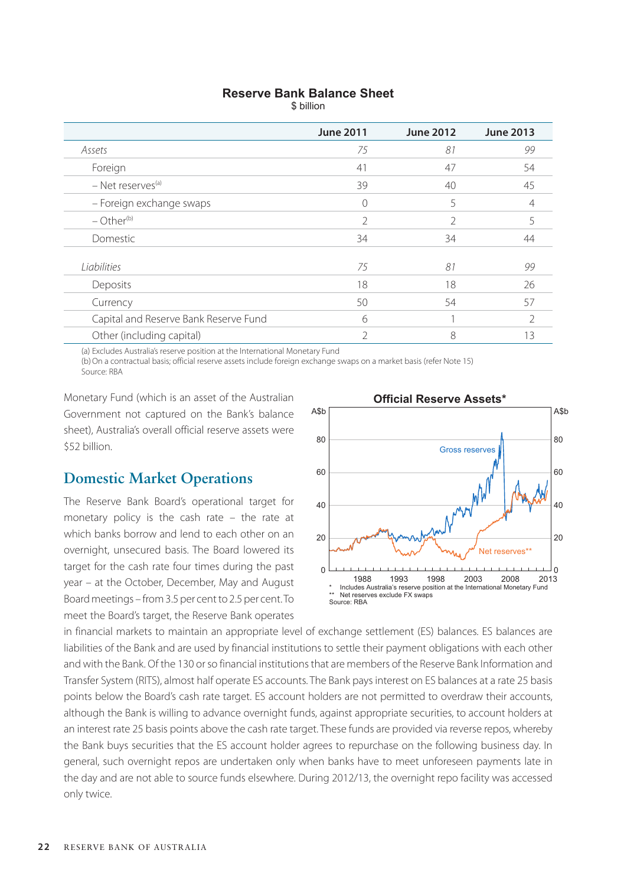**Reserve Bank Balance Sheet**
$ billion

| | June 2011 | June 2012 | June 2013 |
|---|---|---|---|
| *Assets* | *75* | *81* | *99* |
| Foreign | 41 | 47 | 54 |
| – Net reserves[(a)] | 39 | 40 | 45 |
| – Foreign exchange swaps | 0 | 5 | 4 |
| – Other[(b)] | 2 | 2 | 5 |
| Domestic | 34 | 34 | 44 |
| *Liabilities* | *75* | *81* | *99* |
| Deposits | 18 | 18 | 26 |
| Currency | 50 | 54 | 57 |
| Capital and Reserve Bank Reserve Fund | 6 | 1 | 2 |
| Other (including capital) | 2 | 8 | 13 |

(a) Excludes Australia's reserve position at the International Monetary Fund
(b) On a contractual basis; official reserve assets include foreign exchange swaps on a market basis (refer Note 15)
Source: RBA

Monetary Fund (which is an asset of the Australian Government not captured on the Bank's balance sheet), Australia's overall official reserve assets were $52 billion.

**Official Reserve Assets***

\* Includes Australia's reserve position at the International Monetary Fund
\*\* Net reserves exclude FX swaps
Source: RBA

## Domestic Market Operations

The Reserve Bank Board's operational target for monetary policy is the cash rate – the rate at which banks borrow and lend to each other on an overnight, unsecured basis. The Board lowered its target for the cash rate four times during the past year – at the October, December, May and August Board meetings – from 3.5 per cent to 2.5 per cent. To meet the Board's target, the Reserve Bank operates in financial markets to maintain an appropriate level of exchange settlement (ES) balances. ES balances are liabilities of the Bank and are used by financial institutions to settle their payment obligations with each other and with the Bank. Of the 130 or so financial institutions that are members of the Reserve Bank Information and Transfer System (RITS), almost half operate ES accounts. The Bank pays interest on ES balances at a rate 25 basis points below the Board's cash rate target. ES account holders are not permitted to overdraw their accounts, although the Bank is willing to advance overnight funds, against appropriate securities, to account holders at an interest rate 25 basis points above the cash rate target. These funds are provided via reverse repos, whereby the Bank buys securities that the ES account holder agrees to repurchase on the following business day. In general, such overnight repos are undertaken only when banks have to meet unforeseen payments late in the day and are not able to source funds elsewhere. During 2012/13, the overnight repo facility was accessed only twice.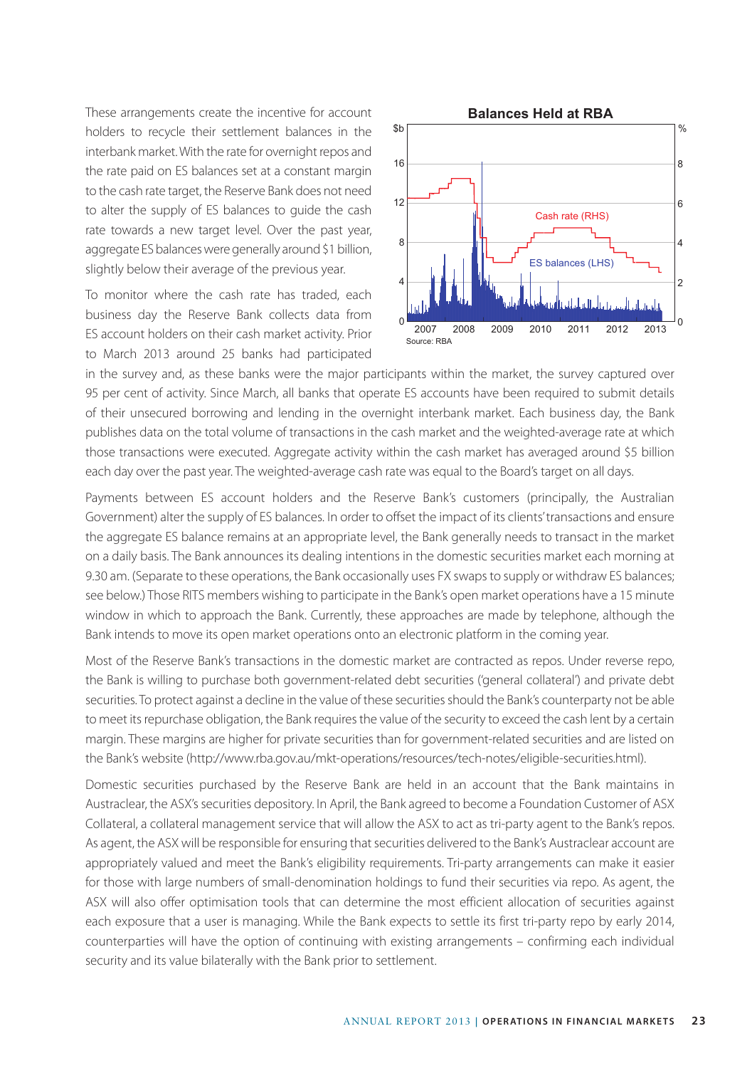These arrangements create the incentive for account holders to recycle their settlement balances in the interbank market. With the rate for overnight repos and the rate paid on ES balances set at a constant margin to the cash rate target, the Reserve Bank does not need to alter the supply of ES balances to guide the cash rate towards a new target level. Over the past year, aggregate ES balances were generally around $1 billion, slightly below their average of the previous year.

To monitor where the cash rate has traded, each business day the Reserve Bank collects data from ES account holders on their cash market activity. Prior to March 2013 around 25 banks had participated in the survey and, as these banks were the major participants within the market, the survey captured over 95 per cent of activity. Since March, all banks that operate ES accounts have been required to submit details of their unsecured borrowing and lending in the overnight interbank market. Each business day, the Bank publishes data on the total volume of transactions in the cash market and the weighted-average rate at which those transactions were executed. Aggregate activity within the cash market has averaged around $5 billion each day over the past year. The weighted-average cash rate was equal to the Board's target on all days.

**Balances Held at RBA**

Source: RBA

Payments between ES account holders and the Reserve Bank's customers (principally, the Australian Government) alter the supply of ES balances. In order to offset the impact of its clients' transactions and ensure the aggregate ES balance remains at an appropriate level, the Bank generally needs to transact in the market on a daily basis. The Bank announces its dealing intentions in the domestic securities market each morning at 9.30 am. (Separate to these operations, the Bank occasionally uses FX swaps to supply or withdraw ES balances; see below.) Those RITS members wishing to participate in the Bank's open market operations have a 15 minute window in which to approach the Bank. Currently, these approaches are made by telephone, although the Bank intends to move its open market operations onto an electronic platform in the coming year.

Most of the Reserve Bank's transactions in the domestic market are contracted as repos. Under reverse repo, the Bank is willing to purchase both government-related debt securities ('general collateral') and private debt securities. To protect against a decline in the value of these securities should the Bank's counterparty not be able to meet its repurchase obligation, the Bank requires the value of the security to exceed the cash lent by a certain margin. These margins are higher for private securities than for government-related securities and are listed on the Bank's website (http://www.rba.gov.au/mkt-operations/resources/tech-notes/eligible-securities.html).

Domestic securities purchased by the Reserve Bank are held in an account that the Bank maintains in Austraclear, the ASX's securities depository. In April, the Bank agreed to become a Foundation Customer of ASX Collateral, a collateral management service that will allow the ASX to act as tri-party agent to the Bank's repos. As agent, the ASX will be responsible for ensuring that securities delivered to the Bank's Austraclear account are appropriately valued and meet the Bank's eligibility requirements. Tri-party arrangements can make it easier for those with large numbers of small-denomination holdings to fund their securities via repo. As agent, the ASX will also offer optimisation tools that can determine the most efficient allocation of securities against each exposure that a user is managing. While the Bank expects to settle its first tri-party repo by early 2014, counterparties will have the option of continuing with existing arrangements – confirming each individual security and its value bilaterally with the Bank prior to settlement.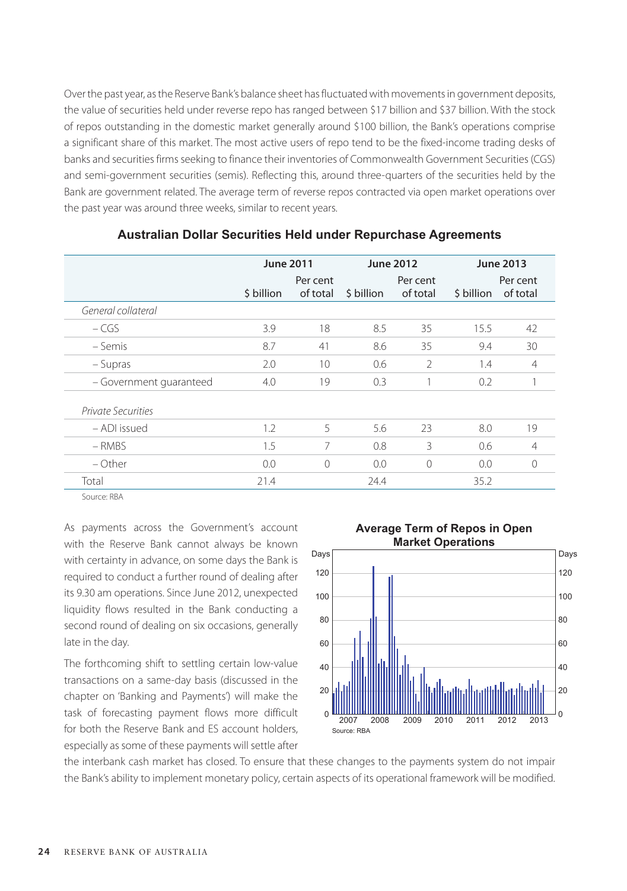Over the past year, as the Reserve Bank's balance sheet has fluctuated with movements in government deposits, the value of securities held under reverse repo has ranged between $17 billion and $37 billion. With the stock of repos outstanding in the domestic market generally around $100 billion, the Bank's operations comprise a significant share of this market. The most active users of repo tend to be the fixed-income trading desks of banks and securities firms seeking to finance their inventories of Commonwealth Government Securities (CGS) and semi-government securities (semis). Reflecting this, around three-quarters of the securities held by the Bank are government related. The average term of reverse repos contracted via open market operations over the past year was around three weeks, similar to recent years.

**Australian Dollar Securities Held under Repurchase Agreements**

| | June 2011 | | June 2012 | | June 2013 | |
|---|---|---|---|---|---|---|
| | $ billion | Per cent of total | $ billion | Per cent of total | $ billion | Per cent of total |
| *General collateral* | | | | | | |
| – CGS | 3.9 | 18 | 8.5 | 35 | 15.5 | 42 |
| – Semis | 8.7 | 41 | 8.6 | 35 | 9.4 | 30 |
| – Supras | 2.0 | 10 | 0.6 | 2 | 1.4 | 4 |
| – Government guaranteed | 4.0 | 19 | 0.3 | 1 | 0.2 | 1 |
| *Private Securities* | | | | | | |
| – ADI issued | 1.2 | 5 | 5.6 | 23 | 8.0 | 19 |
| – RMBS | 1.5 | 7 | 0.8 | 3 | 0.6 | 4 |
| – Other | 0.0 | 0 | 0.0 | 0 | 0.0 | 0 |
| Total | 21.4 | | 24.4 | | 35.2 | |

Source: RBA

As payments across the Government's account with the Reserve Bank cannot always be known with certainty in advance, on some days the Bank is required to conduct a further round of dealing after its 9.30 am operations. Since June 2012, unexpected liquidity flows resulted in the Bank conducting a second round of dealing on six occasions, generally late in the day.

The forthcoming shift to settling certain low-value transactions on a same-day basis (discussed in the chapter on 'Banking and Payments') will make the task of forecasting payment flows more difficult for both the Reserve Bank and ES account holders, especially as some of these payments will settle after the interbank cash market has closed. To ensure that these changes to the payments system do not impair the Bank's ability to implement monetary policy, certain aspects of its operational framework will be modified.

**Average Term of Repos in Open Market Operations**

Source: RBA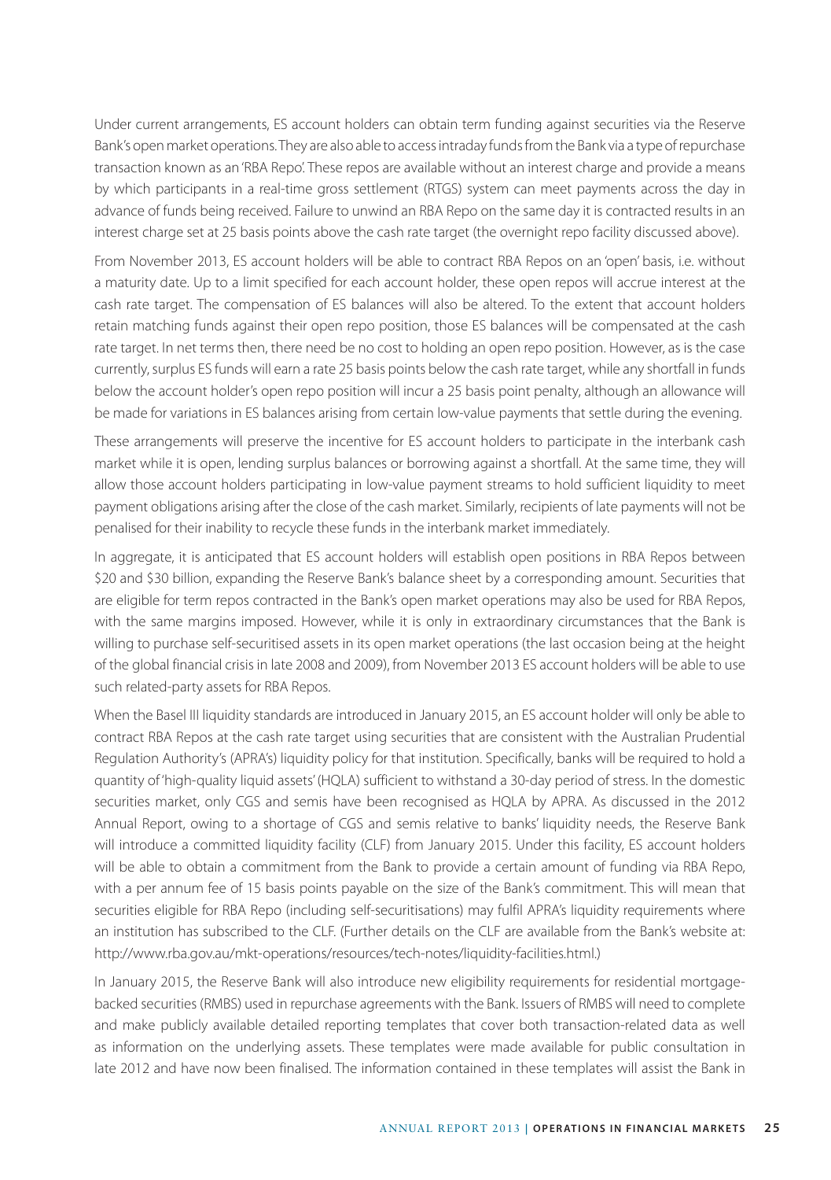Under current arrangements, ES account holders can obtain term funding against securities via the Reserve Bank's open market operations. They are also able to access intraday funds from the Bank via a type of repurchase transaction known as an 'RBA Repo'. These repos are available without an interest charge and provide a means by which participants in a real-time gross settlement (RTGS) system can meet payments across the day in advance of funds being received. Failure to unwind an RBA Repo on the same day it is contracted results in an interest charge set at 25 basis points above the cash rate target (the overnight repo facility discussed above).

From November 2013, ES account holders will be able to contract RBA Repos on an 'open' basis, i.e. without a maturity date. Up to a limit specified for each account holder, these open repos will accrue interest at the cash rate target. The compensation of ES balances will also be altered. To the extent that account holders retain matching funds against their open repo position, those ES balances will be compensated at the cash rate target. In net terms then, there need be no cost to holding an open repo position. However, as is the case currently, surplus ES funds will earn a rate 25 basis points below the cash rate target, while any shortfall in funds below the account holder's open repo position will incur a 25 basis point penalty, although an allowance will be made for variations in ES balances arising from certain low-value payments that settle during the evening.

These arrangements will preserve the incentive for ES account holders to participate in the interbank cash market while it is open, lending surplus balances or borrowing against a shortfall. At the same time, they will allow those account holders participating in low-value payment streams to hold sufficient liquidity to meet payment obligations arising after the close of the cash market. Similarly, recipients of late payments will not be penalised for their inability to recycle these funds in the interbank market immediately.

In aggregate, it is anticipated that ES account holders will establish open positions in RBA Repos between \$20 and \$30 billion, expanding the Reserve Bank's balance sheet by a corresponding amount. Securities that are eligible for term repos contracted in the Bank's open market operations may also be used for RBA Repos, with the same margins imposed. However, while it is only in extraordinary circumstances that the Bank is willing to purchase self-securitised assets in its open market operations (the last occasion being at the height of the global financial crisis in late 2008 and 2009), from November 2013 ES account holders will be able to use such related-party assets for RBA Repos.

When the Basel III liquidity standards are introduced in January 2015, an ES account holder will only be able to contract RBA Repos at the cash rate target using securities that are consistent with the Australian Prudential Regulation Authority's (APRA's) liquidity policy for that institution. Specifically, banks will be required to hold a quantity of 'high-quality liquid assets' (HQLA) sufficient to withstand a 30-day period of stress. In the domestic securities market, only CGS and semis have been recognised as HQLA by APRA. As discussed in the 2012 Annual Report, owing to a shortage of CGS and semis relative to banks' liquidity needs, the Reserve Bank will introduce a committed liquidity facility (CLF) from January 2015. Under this facility, ES account holders will be able to obtain a commitment from the Bank to provide a certain amount of funding via RBA Repo, with a per annum fee of 15 basis points payable on the size of the Bank's commitment. This will mean that securities eligible for RBA Repo (including self-securitisations) may fulfil APRA's liquidity requirements where an institution has subscribed to the CLF. (Further details on the CLF are available from the Bank's website at: http://www.rba.gov.au/mkt-operations/resources/tech-notes/liquidity-facilities.html.)

In January 2015, the Reserve Bank will also introduce new eligibility requirements for residential mortgage-backed securities (RMBS) used in repurchase agreements with the Bank. Issuers of RMBS will need to complete and make publicly available detailed reporting templates that cover both transaction-related data as well as information on the underlying assets. These templates were made available for public consultation in late 2012 and have now been finalised. The information contained in these templates will assist the Bank in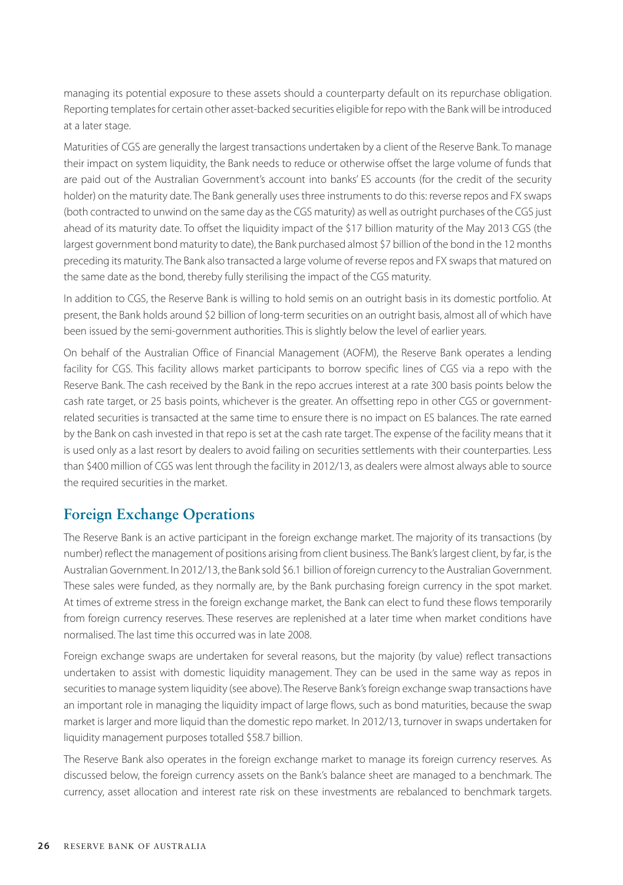managing its potential exposure to these assets should a counterparty default on its repurchase obligation. Reporting templates for certain other asset-backed securities eligible for repo with the Bank will be introduced at a later stage.

Maturities of CGS are generally the largest transactions undertaken by a client of the Reserve Bank. To manage their impact on system liquidity, the Bank needs to reduce or otherwise offset the large volume of funds that are paid out of the Australian Government's account into banks' ES accounts (for the credit of the security holder) on the maturity date. The Bank generally uses three instruments to do this: reverse repos and FX swaps (both contracted to unwind on the same day as the CGS maturity) as well as outright purchases of the CGS just ahead of its maturity date. To offset the liquidity impact of the $17 billion maturity of the May 2013 CGS (the largest government bond maturity to date), the Bank purchased almost $7 billion of the bond in the 12 months preceding its maturity. The Bank also transacted a large volume of reverse repos and FX swaps that matured on the same date as the bond, thereby fully sterilising the impact of the CGS maturity.

In addition to CGS, the Reserve Bank is willing to hold semis on an outright basis in its domestic portfolio. At present, the Bank holds around $2 billion of long-term securities on an outright basis, almost all of which have been issued by the semi-government authorities. This is slightly below the level of earlier years.

On behalf of the Australian Office of Financial Management (AOFM), the Reserve Bank operates a lending facility for CGS. This facility allows market participants to borrow specific lines of CGS via a repo with the Reserve Bank. The cash received by the Bank in the repo accrues interest at a rate 300 basis points below the cash rate target, or 25 basis points, whichever is the greater. An offsetting repo in other CGS or government-related securities is transacted at the same time to ensure there is no impact on ES balances. The rate earned by the Bank on cash invested in that repo is set at the cash rate target. The expense of the facility means that it is used only as a last resort by dealers to avoid failing on securities settlements with their counterparties. Less than $400 million of CGS was lent through the facility in 2012/13, as dealers were almost always able to source the required securities in the market.

## Foreign Exchange Operations

The Reserve Bank is an active participant in the foreign exchange market. The majority of its transactions (by number) reflect the management of positions arising from client business. The Bank's largest client, by far, is the Australian Government. In 2012/13, the Bank sold $6.1 billion of foreign currency to the Australian Government. These sales were funded, as they normally are, by the Bank purchasing foreign currency in the spot market. At times of extreme stress in the foreign exchange market, the Bank can elect to fund these flows temporarily from foreign currency reserves. These reserves are replenished at a later time when market conditions have normalised. The last time this occurred was in late 2008.

Foreign exchange swaps are undertaken for several reasons, but the majority (by value) reflect transactions undertaken to assist with domestic liquidity management. They can be used in the same way as repos in securities to manage system liquidity (see above). The Reserve Bank's foreign exchange swap transactions have an important role in managing the liquidity impact of large flows, such as bond maturities, because the swap market is larger and more liquid than the domestic repo market. In 2012/13, turnover in swaps undertaken for liquidity management purposes totalled $58.7 billion.

The Reserve Bank also operates in the foreign exchange market to manage its foreign currency reserves. As discussed below, the foreign currency assets on the Bank's balance sheet are managed to a benchmark. The currency, asset allocation and interest rate risk on these investments are rebalanced to benchmark targets.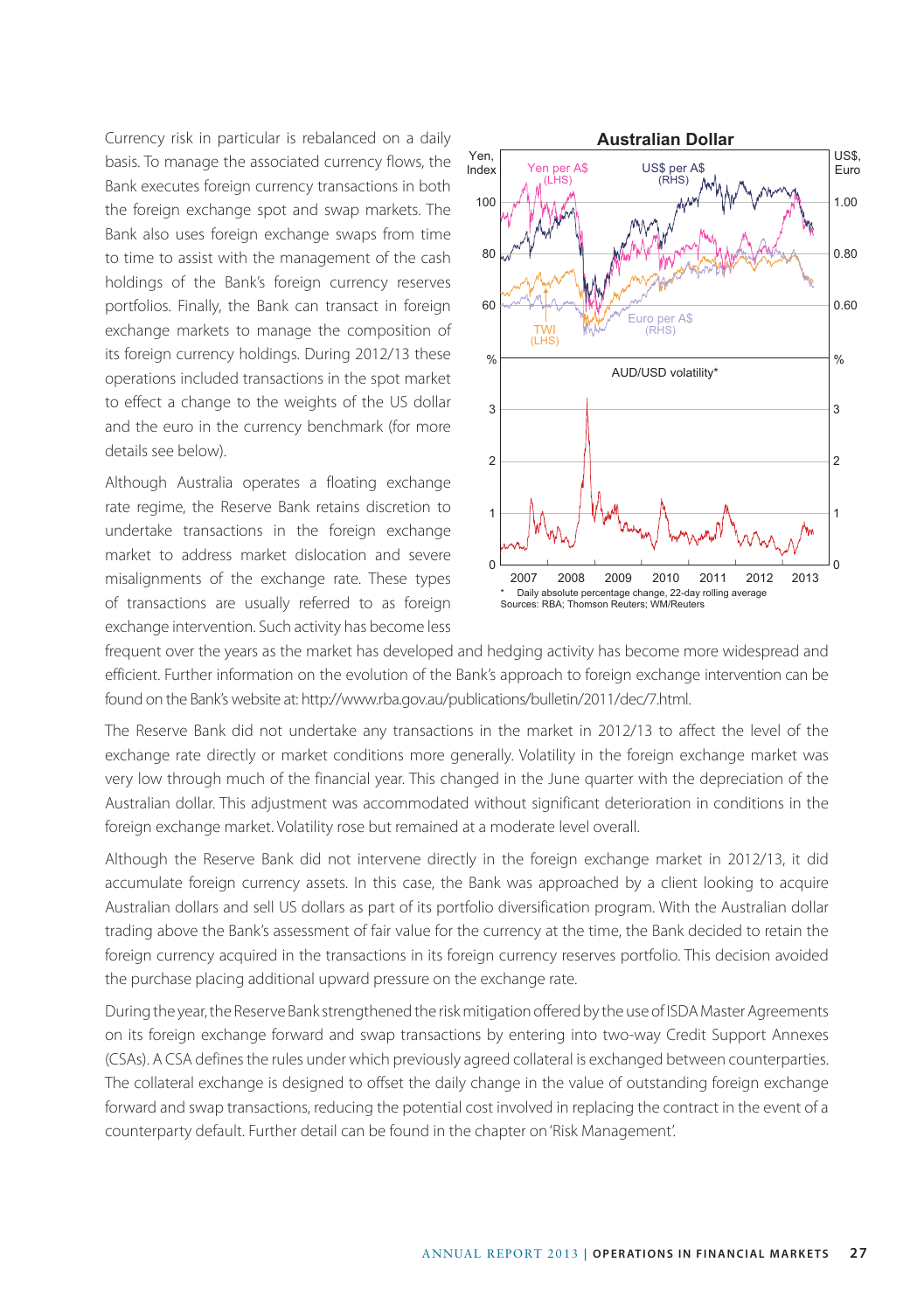Currency risk in particular is rebalanced on a daily basis. To manage the associated currency flows, the Bank executes foreign currency transactions in both the foreign exchange spot and swap markets. The Bank also uses foreign exchange swaps from time to time to assist with the management of the cash holdings of the Bank's foreign currency reserves portfolios. Finally, the Bank can transact in foreign exchange markets to manage the composition of its foreign currency holdings. During 2012/13 these operations included transactions in the spot market to effect a change to the weights of the US dollar and the euro in the currency benchmark (for more details see below).

Although Australia operates a floating exchange rate regime, the Reserve Bank retains discretion to undertake transactions in the foreign exchange market to address market dislocation and severe misalignments of the exchange rate. These types of transactions are usually referred to as foreign exchange intervention. Such activity has become less frequent over the years as the market has developed and hedging activity has become more widespread and efficient. Further information on the evolution of the Bank's approach to foreign exchange intervention can be found on the Bank's website at: http://www.rba.gov.au/publications/bulletin/2011/dec/7.html.

**Australian Dollar**

\* Daily absolute percentage change, 22-day rolling average

Sources: RBA; Thomson Reuters; WM/Reuters

The Reserve Bank did not undertake any transactions in the market in 2012/13 to affect the level of the exchange rate directly or market conditions more generally. Volatility in the foreign exchange market was very low through much of the financial year. This changed in the June quarter with the depreciation of the Australian dollar. This adjustment was accommodated without significant deterioration in conditions in the foreign exchange market. Volatility rose but remained at a moderate level overall.

Although the Reserve Bank did not intervene directly in the foreign exchange market in 2012/13, it did accumulate foreign currency assets. In this case, the Bank was approached by a client looking to acquire Australian dollars and sell US dollars as part of its portfolio diversification program. With the Australian dollar trading above the Bank's assessment of fair value for the currency at the time, the Bank decided to retain the foreign currency acquired in the transactions in its foreign currency reserves portfolio. This decision avoided the purchase placing additional upward pressure on the exchange rate.

During the year, the Reserve Bank strengthened the risk mitigation offered by the use of ISDA Master Agreements on its foreign exchange forward and swap transactions by entering into two-way Credit Support Annexes (CSAs). A CSA defines the rules under which previously agreed collateral is exchanged between counterparties. The collateral exchange is designed to offset the daily change in the value of outstanding foreign exchange forward and swap transactions, reducing the potential cost involved in replacing the contract in the event of a counterparty default. Further detail can be found in the chapter on 'Risk Management'.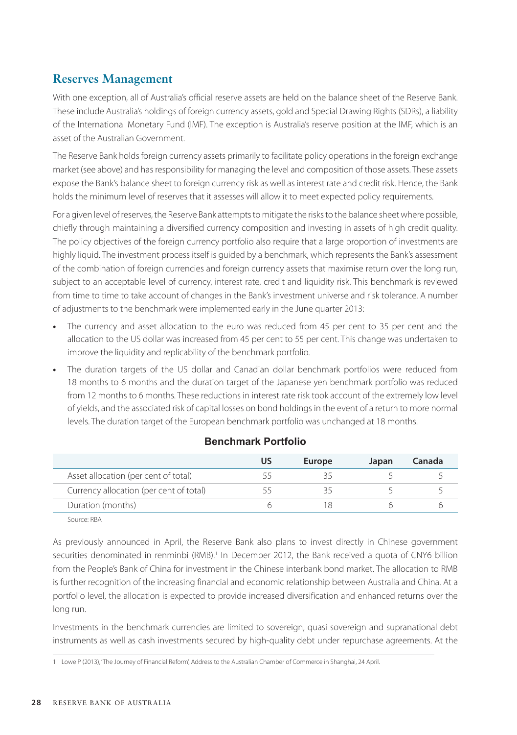## Reserves Management

With one exception, all of Australia's official reserve assets are held on the balance sheet of the Reserve Bank. These include Australia's holdings of foreign currency assets, gold and Special Drawing Rights (SDRs), a liability of the International Monetary Fund (IMF). The exception is Australia's reserve position at the IMF, which is an asset of the Australian Government.

The Reserve Bank holds foreign currency assets primarily to facilitate policy operations in the foreign exchange market (see above) and has responsibility for managing the level and composition of those assets. These assets expose the Bank's balance sheet to foreign currency risk as well as interest rate and credit risk. Hence, the Bank holds the minimum level of reserves that it assesses will allow it to meet expected policy requirements.

For a given level of reserves, the Reserve Bank attempts to mitigate the risks to the balance sheet where possible, chiefly through maintaining a diversified currency composition and investing in assets of high credit quality. The policy objectives of the foreign currency portfolio also require that a large proportion of investments are highly liquid. The investment process itself is guided by a benchmark, which represents the Bank's assessment of the combination of foreign currencies and foreign currency assets that maximise return over the long run, subject to an acceptable level of currency, interest rate, credit and liquidity risk. This benchmark is reviewed from time to time to take account of changes in the Bank's investment universe and risk tolerance. A number of adjustments to the benchmark were implemented early in the June quarter 2013:

- The currency and asset allocation to the euro was reduced from 45 per cent to 35 per cent and the allocation to the US dollar was increased from 45 per cent to 55 per cent. This change was undertaken to improve the liquidity and replicability of the benchmark portfolio.
- The duration targets of the US dollar and Canadian dollar benchmark portfolios were reduced from 18 months to 6 months and the duration target of the Japanese yen benchmark portfolio was reduced from 12 months to 6 months. These reductions in interest rate risk took account of the extremely low level of yields, and the associated risk of capital losses on bond holdings in the event of a return to more normal levels. The duration target of the European benchmark portfolio was unchanged at 18 months.

**Benchmark Portfolio**

| | US | Europe | Japan | Canada |
|---|---|---|---|---|
| Asset allocation (per cent of total) | 55 | 35 | 5 | 5 |
| Currency allocation (per cent of total) | 55 | 35 | 5 | 5 |
| Duration (months) | 6 | 18 | 6 | 6 |

Source: RBA

As previously announced in April, the Reserve Bank also plans to invest directly in Chinese government securities denominated in renminbi (RMB).[1] In December 2012, the Bank received a quota of CNY6 billion from the People's Bank of China for investment in the Chinese interbank bond market. The allocation to RMB is further recognition of the increasing financial and economic relationship between Australia and China. At a portfolio level, the allocation is expected to provide increased diversification and enhanced returns over the long run.

Investments in the benchmark currencies are limited to sovereign, quasi sovereign and supranational debt instruments as well as cash investments secured by high-quality debt under repurchase agreements. At the

[1] Lowe P (2013), 'The Journey of Financial Reform', Address to the Australian Chamber of Commerce in Shanghai, 24 April.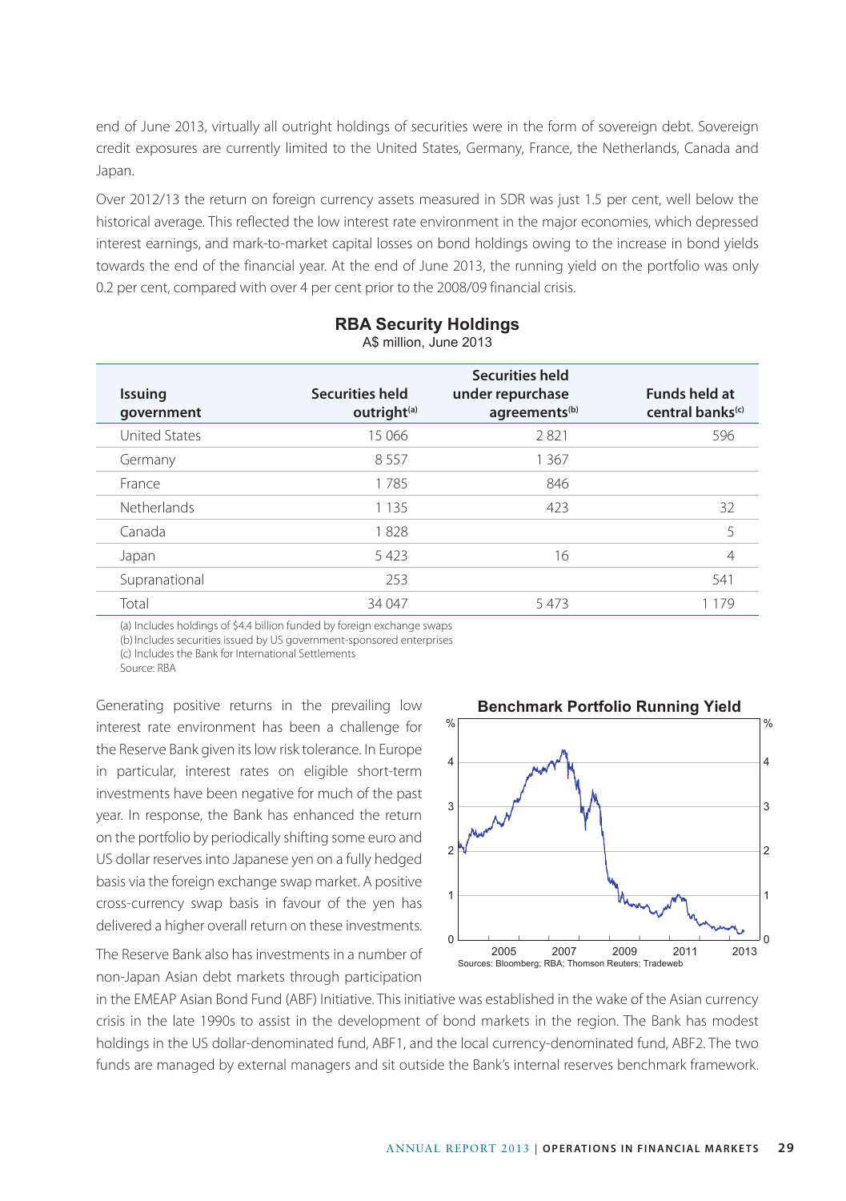end of June 2013, virtually all outright holdings of securities were in the form of sovereign debt. Sovereign credit exposures are currently limited to the United States, Germany, France, the Netherlands, Canada and Japan.

Over 2012/13 the return on foreign currency assets measured in SDR was just 1.5 per cent, well below the historical average. This reflected the low interest rate environment in the major economies, which depressed interest earnings, and mark-to-market capital losses on bond holdings owing to the increase in bond yields towards the end of the financial year. At the end of June 2013, the running yield on the portfolio was only 0.2 per cent, compared with over 4 per cent prior to the 2008/09 financial crisis.

**RBA Security Holdings**

A$ million, June 2013

| Issuing government | Securities held outright[(a)] | Securities held under repurchase agreements[(b)] | Funds held at central banks[(c)] |
|---|---|---|---|
| United States | 15 066 | 2 821 | 596 |
| Germany | 8 557 | 1 367 | |
| France | 1 785 | 846 | |
| Netherlands | 1 135 | 423 | 32 |
| Canada | 1 828 | | 5 |
| Japan | 5 423 | 16 | 4 |
| Supranational | 253 | | 541 |
| Total | 34 047 | 5 473 | 1 179 |

(a) Includes holdings of $4.4 billion funded by foreign exchange swaps
(b) Includes securities issued by US government-sponsored enterprises
(c) Includes the Bank for International Settlements
Source: RBA

Generating positive returns in the prevailing low interest rate environment has been a challenge for the Reserve Bank given its low risk tolerance. In Europe in particular, interest rates on eligible short-term investments have been negative for much of the past year. In response, the Bank has enhanced the return on the portfolio by periodically shifting some euro and US dollar reserves into Japanese yen on a fully hedged basis via the foreign exchange swap market. A positive cross-currency swap basis in favour of the yen has delivered a higher overall return on these investments.

**Benchmark Portfolio Running Yield**

Sources: Bloomberg; RBA; Thomson Reuters; Tradeweb

The Reserve Bank also has investments in a number of non-Japan Asian debt markets through participation in the EMEAP Asian Bond Fund (ABF) Initiative. This initiative was established in the wake of the Asian currency crisis in the late 1990s to assist in the development of bond markets in the region. The Bank has modest holdings in the US dollar-denominated fund, ABF1, and the local currency-denominated fund, ABF2. The two funds are managed by external managers and sit outside the Bank's internal reserves benchmark framework.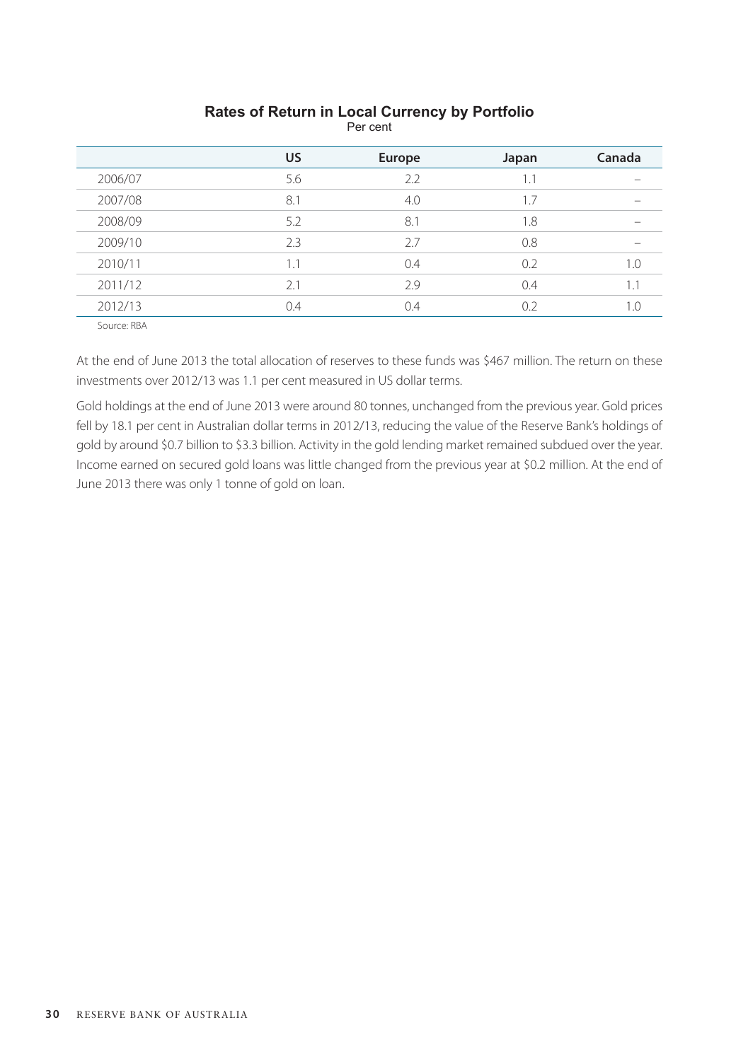**Rates of Return in Local Currency by Portfolio**

Per cent

| | US | Europe | Japan | Canada |
|---|---|---|---|---|
| 2006/07 | 5.6 | 2.2 | 1.1 | – |
| 2007/08 | 8.1 | 4.0 | 1.7 | – |
| 2008/09 | 5.2 | 8.1 | 1.8 | – |
| 2009/10 | 2.3 | 2.7 | 0.8 | – |
| 2010/11 | 1.1 | 0.4 | 0.2 | 1.0 |
| 2011/12 | 2.1 | 2.9 | 0.4 | 1.1 |
| 2012/13 | 0.4 | 0.4 | 0.2 | 1.0 |

Source: RBA

At the end of June 2013 the total allocation of reserves to these funds was $467 million. The return on these investments over 2012/13 was 1.1 per cent measured in US dollar terms.

Gold holdings at the end of June 2013 were around 80 tonnes, unchanged from the previous year. Gold prices fell by 18.1 per cent in Australian dollar terms in 2012/13, reducing the value of the Reserve Bank's holdings of gold by around $0.7 billion to $3.3 billion. Activity in the gold lending market remained subdued over the year. Income earned on secured gold loans was little changed from the previous year at $0.2 million. At the end of June 2013 there was only 1 tonne of gold on loan.